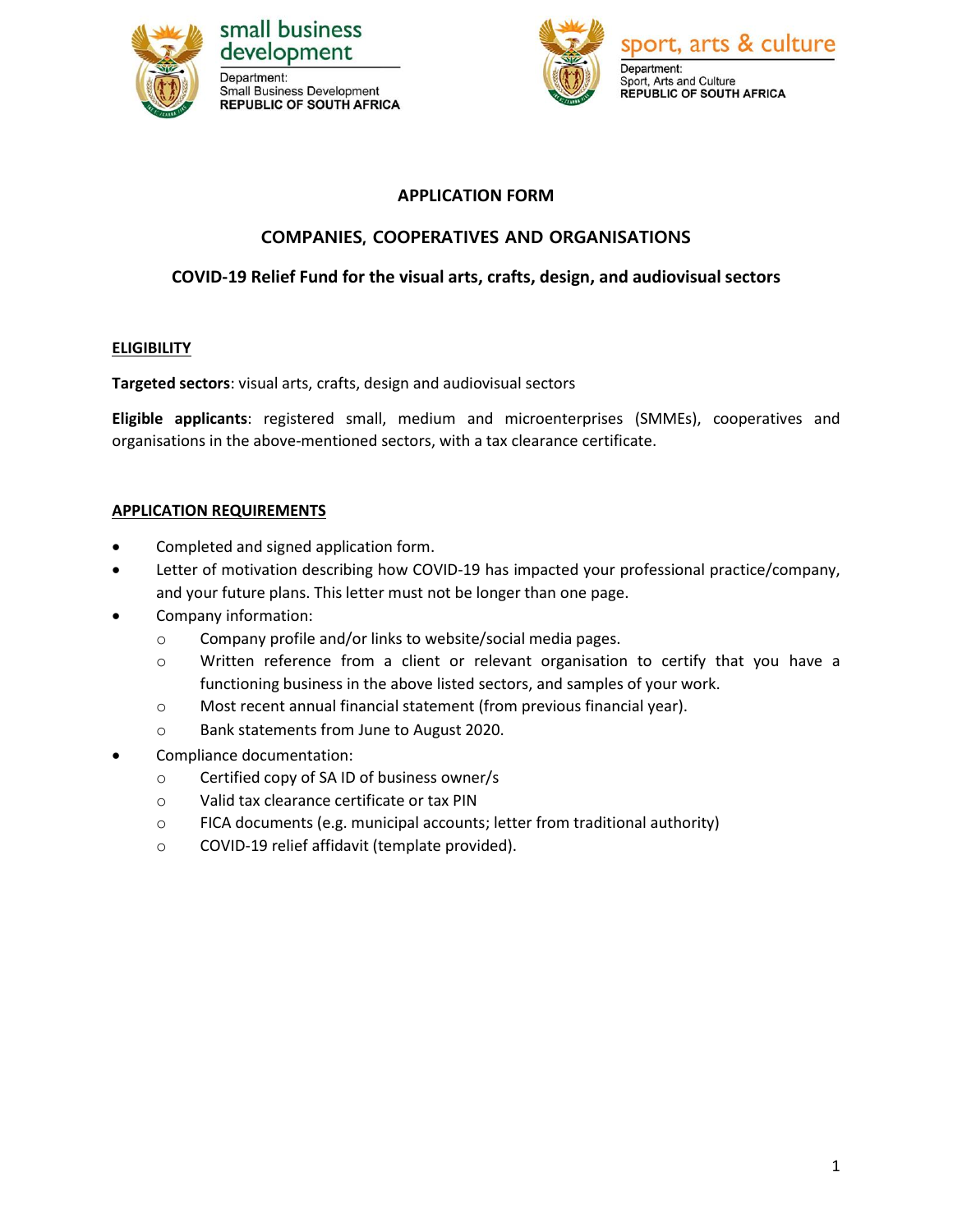small business development
Department:
Small Business Development
REPUBLIC OF SOUTH AFRICA

sport, arts & culture
Department:
Sport, Arts and Culture
REPUBLIC OF SOUTH AFRICA

# APPLICATION FORM

## COMPANIES, COOPERATIVES AND ORGANISATIONS

## COVID-19 Relief Fund for the visual arts, crafts, design, and audiovisual sectors

### ELIGIBILITY

**Targeted sectors**: visual arts, crafts, design and audiovisual sectors

**Eligible applicants**: registered small, medium and microenterprises (SMMEs), cooperatives and organisations in the above-mentioned sectors, with a tax clearance certificate.

### APPLICATION REQUIREMENTS

- Completed and signed application form.
- Letter of motivation describing how COVID-19 has impacted your professional practice/company, and your future plans. This letter must not be longer than one page.
- Company information:
  - Company profile and/or links to website/social media pages.
  - Written reference from a client or relevant organisation to certify that you have a functioning business in the above listed sectors, and samples of your work.
  - Most recent annual financial statement (from previous financial year).
  - Bank statements from June to August 2020.
- Compliance documentation:
  - Certified copy of SA ID of business owner/s
  - Valid tax clearance certificate or tax PIN
  - FICA documents (e.g. municipal accounts; letter from traditional authority)
  - COVID-19 relief affidavit (template provided).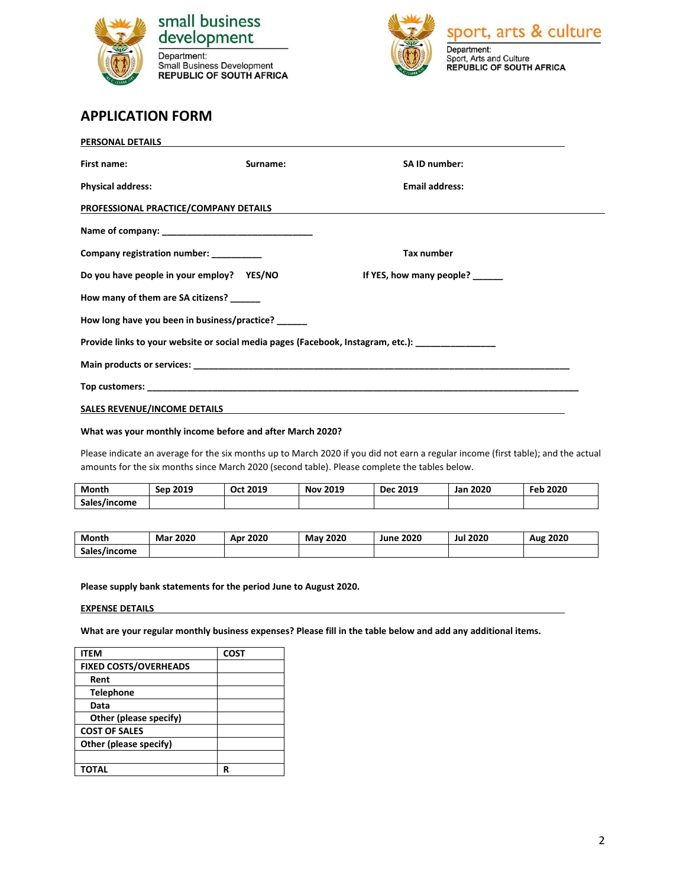small business development
Department:
Small Business Development
REPUBLIC OF SOUTH AFRICA

sport, arts & culture
Department:
Sport, Arts and Culture
REPUBLIC OF SOUTH AFRICA

## APPLICATION FORM

**PERSONAL DETAILS**

**First name:** **Surname:** **SA ID number:**

**Physical address:** **Email address:**

**PROFESSIONAL PRACTICE/COMPANY DETAILS**

**Name of company: ______________________________**

**Company registration number: __________** **Tax number**

**Do you have people in your employ? YES/NO** **If YES, how many people? ______**

**How many of them are SA citizens? ______**

**How long have you been in business/practice? ______**

**Provide links to your website or social media pages (Facebook, Instagram, etc.): ________________**

**Main products or services: ___________________________________________________________________________**

**Top customers: _____________________________________________________________________________________**

**SALES REVENUE/INCOME DETAILS**

**What was your monthly income before and after March 2020?**

Please indicate an average for the six months up to March 2020 if you did not earn a regular income (first table); and the actual amounts for the six months since March 2020 (second table). Please complete the tables below.

| Month | Sep 2019 | Oct 2019 | Nov 2019 | Dec 2019 | Jan 2020 | Feb 2020 |
|---|---|---|---|---|---|---|
| Sales/income | | | | | | |

| Month | Mar 2020 | Apr 2020 | May 2020 | June 2020 | Jul 2020 | Aug 2020 |
|---|---|---|---|---|---|---|
| Sales/income | | | | | | |

**Please supply bank statements for the period June to August 2020.**

**EXPENSE DETAILS**

**What are your regular monthly business expenses? Please fill in the table below and add any additional items.**

| ITEM | COST |
|---|---|
| FIXED COSTS/OVERHEADS | |
| Rent | |
| Telephone | |
| Data | |
| Other (please specify) | |
| COST OF SALES | |
| Other (please specify) | |
| | |
| TOTAL | R |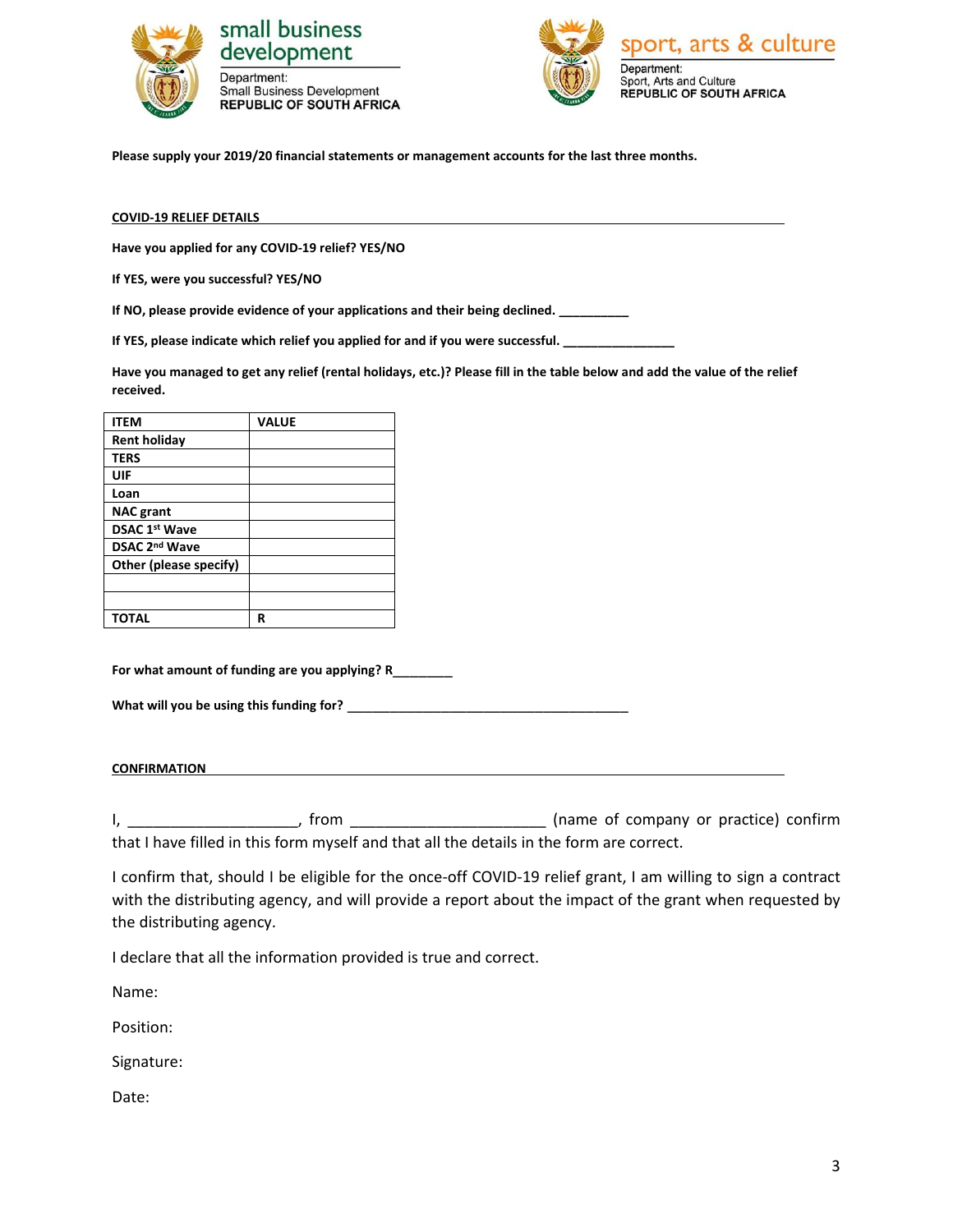Please supply your 2019/20 financial statements or management accounts for the last three months.

## COVID-19 RELIEF DETAILS

**Have you applied for any COVID-19 relief? YES/NO**

**If YES, were you successful? YES/NO**

**If NO, please provide evidence of your applications and their being declined. __________**

**If YES, please indicate which relief you applied for and if you were successful. ________________**

**Have you managed to get any relief (rental holidays, etc.)? Please fill in the table below and add the value of the relief received.**

| ITEM | VALUE |
|---|---|
| Rent holiday | |
| TERS | |
| UIF | |
| Loan | |
| NAC grant | |
| DSAC 1st Wave | |
| DSAC 2nd Wave | |
| Other (please specify) | |
| | |
| | |
| TOTAL | R |

**For what amount of funding are you applying? R________**

**What will you be using this funding for? _________________________________________**

## CONFIRMATION

I, ____________________, from ______________________ (name of company or practice) confirm that I have filled in this form myself and that all the details in the form are correct.

I confirm that, should I be eligible for the once-off COVID-19 relief grant, I am willing to sign a contract with the distributing agency, and will provide a report about the impact of the grant when requested by the distributing agency.

I declare that all the information provided is true and correct.

Name:

Position:

Signature:

Date: